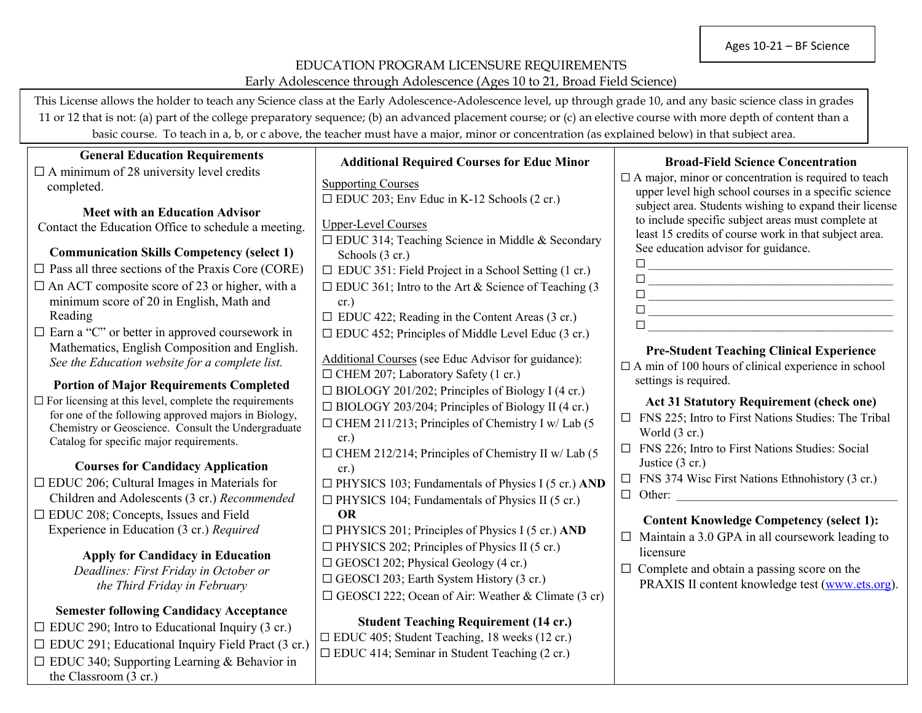Ages 10-21 – BF Science

# EDUCATION PROGRAM LICENSURE REQUIREMENTS

## Early Adolescence through Adolescence (Ages 10 to 21, Broad Field Science)

This License allows the holder to teach any Science class at the Early Adolescence-Adolescence level, up through grade 10, and any basic science class in grades 11 or 12 that is not: (a) part of the college preparatory sequence; (b) an advanced placement course; or (c) an elective course with more depth of content than a basic course. To teach in a, b, or c above, the teacher must have a major, minor or concentration (as explained below) in that subject area.

### General Education Requirements

☐ A minimum of 28 university level credits completed.

### Meet with an Education Advisor

Contact the Education Office to schedule a meeting.

### Communication Skills Competency (select 1)

☐ Pass all three sections of the Praxis Core (CORE)

☐ An ACT composite score of 23 or higher, with a minimum score of 20 in English, Math and Reading

☐ Earn a "C" or better in approved coursework in Mathematics, English Composition and English. *See the Education website for a complete list.*

### Portion of Major Requirements Completed

☐ For licensing at this level, complete the requirements for one of the following approved majors in Biology, Chemistry or Geoscience. Consult the Undergraduate Catalog for specific major requirements.

### Courses for Candidacy Application

☐ EDUC 206; Cultural Images in Materials for Children and Adolescents (3 cr.) *Recommended*

☐ EDUC 208; Concepts, Issues and Field Experience in Education (3 cr.) *Required*

### Apply for Candidacy in Education

*Deadlines: First Friday in October or the Third Friday in February*

### Semester following Candidacy Acceptance

☐ EDUC 290; Intro to Educational Inquiry (3 cr.)

☐ EDUC 291; Educational Inquiry Field Pract (3 cr.)

☐ EDUC 340; Supporting Learning & Behavior in the Classroom (3 cr.)

### Additional Required Courses for Educ Minor

Supporting Courses

☐ EDUC 203; Env Educ in K-12 Schools (2 cr.)

Upper-Level Courses

☐ EDUC 314; Teaching Science in Middle & Secondary Schools (3 cr.)

☐ EDUC 351: Field Project in a School Setting (1 cr.)

☐ EDUC 361; Intro to the Art & Science of Teaching (3 cr.)

☐ EDUC 422; Reading in the Content Areas (3 cr.)

☐ EDUC 452; Principles of Middle Level Educ (3 cr.)

Additional Courses (see Educ Advisor for guidance):

☐ CHEM 207; Laboratory Safety (1 cr.)

☐ BIOLOGY 201/202; Principles of Biology I (4 cr.)

☐ BIOLOGY 203/204; Principles of Biology II (4 cr.)

☐ CHEM 211/213; Principles of Chemistry I w/ Lab (5 cr.)

☐ CHEM 212/214; Principles of Chemistry II w/ Lab (5 cr.)

☐ PHYSICS 103; Fundamentals of Physics I (5 cr.) **AND**

☐ PHYSICS 104; Fundamentals of Physics II (5 cr.)

**OR**

☐ PHYSICS 201; Principles of Physics I (5 cr.) **AND**

☐ PHYSICS 202; Principles of Physics II (5 cr.)

☐ GEOSCI 202; Physical Geology (4 cr.)

☐ GEOSCI 203; Earth System History (3 cr.)

☐ GEOSCI 222; Ocean of Air: Weather & Climate (3 cr)

### Student Teaching Requirement (14 cr.)

☐ EDUC 405; Student Teaching, 18 weeks (12 cr.)

☐ EDUC 414; Seminar in Student Teaching (2 cr.)

### Broad-Field Science Concentration

☐ A major, minor or concentration is required to teach upper level high school courses in a specific science subject area. Students wishing to expand their license to include specific subject areas must complete at least 15 credits of course work in that subject area. See education advisor for guidance.

☐ ________________________________

☐ ________________________________

☐ ________________________________

☐ ________________________________

☐ ________________________________

### Pre-Student Teaching Clinical Experience

☐ A min of 100 hours of clinical experience in school settings is required.

### Act 31 Statutory Requirement (check one)

☐ FNS 225; Intro to First Nations Studies: The Tribal World (3 cr.)

☐ FNS 226; Intro to First Nations Studies: Social Justice (3 cr.)

☐ FNS 374 Wisc First Nations Ethnohistory (3 cr.)

☐ Other: ________________________________

### Content Knowledge Competency (select 1):

☐ Maintain a 3.0 GPA in all coursework leading to licensure

☐ Complete and obtain a passing score on the PRAXIS II content knowledge test (www.ets.org).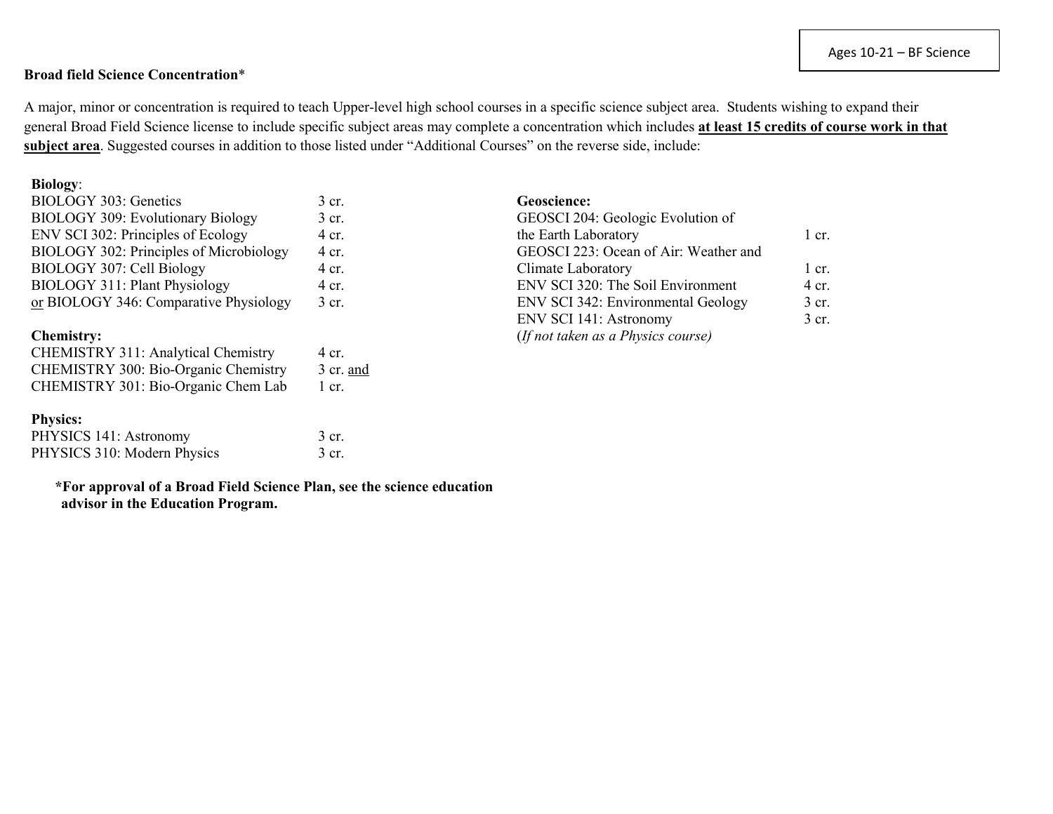Ages 10-21 – BF Science

**Broad field Science Concentration***

A major, minor or concentration is required to teach Upper-level high school courses in a specific science subject area. Students wishing to expand their general Broad Field Science license to include specific subject areas may complete a concentration which includes **<u>at least 15 credits of course work in that subject area</u>**. Suggested courses in addition to those listed under "Additional Courses" on the reverse side, include:

**Biology**:

| | |
|---|---|
| BIOLOGY 303: Genetics | 3 cr. |
| BIOLOGY 309: Evolutionary Biology | 3 cr. |
| ENV SCI 302: Principles of Ecology | 4 cr. |
| BIOLOGY 302: Principles of Microbiology | 4 cr. |
| BIOLOGY 307: Cell Biology | 4 cr. |
| BIOLOGY 311: Plant Physiology | 4 cr. |
| <u>or</u> BIOLOGY 346: Comparative Physiology | 3 cr. |

**Chemistry:**

| | |
|---|---|
| CHEMISTRY 311: Analytical Chemistry | 4 cr. |
| CHEMISTRY 300: Bio-Organic Chemistry | 3 cr. <u>and</u> |
| CHEMISTRY 301: Bio-Organic Chem Lab | 1 cr. |

**Physics:**

| | |
|---|---|
| PHYSICS 141: Astronomy | 3 cr. |
| PHYSICS 310: Modern Physics | 3 cr. |

**Geoscience:**

| | |
|---|---|
| GEOSCI 204: Geologic Evolution of the Earth Laboratory | 1 cr. |
| GEOSCI 223: Ocean of Air: Weather and Climate Laboratory | 1 cr. |
| ENV SCI 320: The Soil Environment | 4 cr. |
| ENV SCI 342: Environmental Geology | 3 cr. |
| ENV SCI 141: Astronomy (*If not taken as a Physics course)* | 3 cr. |

***For approval of a Broad Field Science Plan, see the science education advisor in the Education Program.**